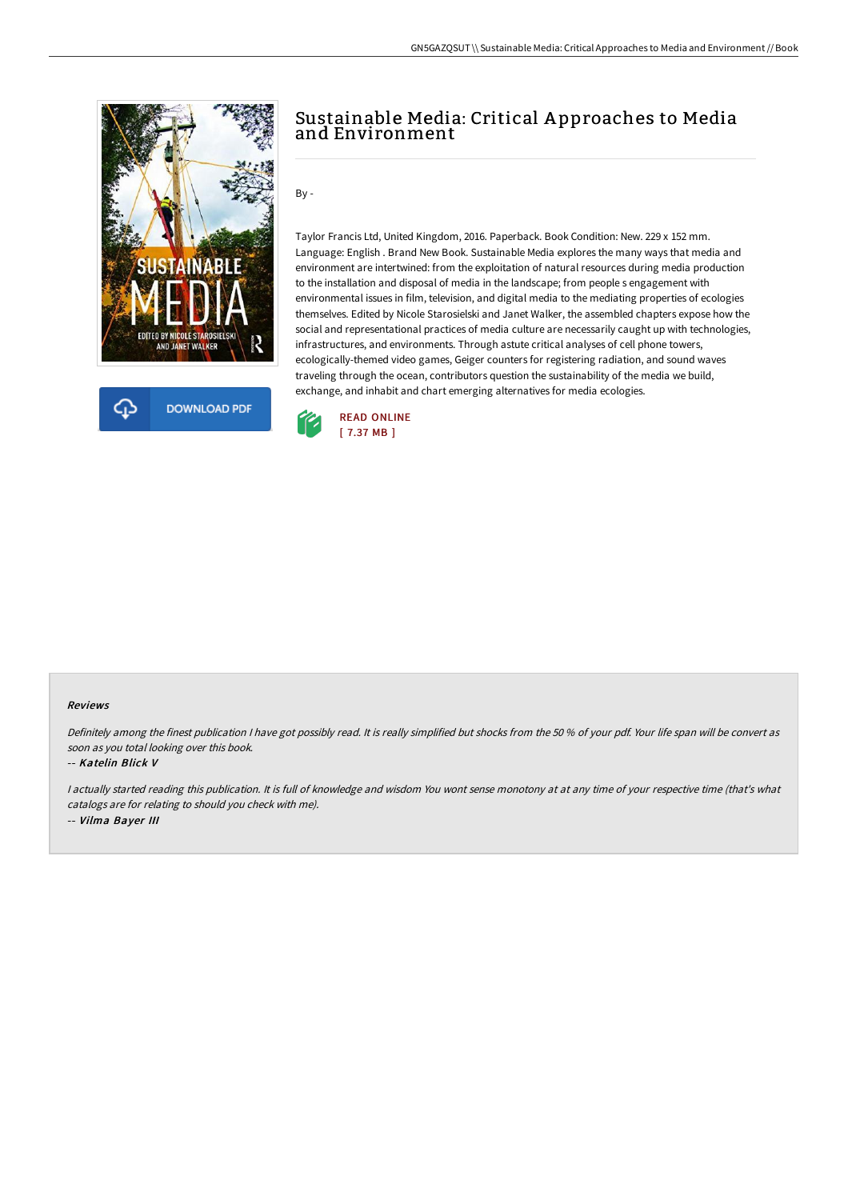# Sustainable Media: Critical Approaches to Media and Environment

By -

Taylor Francis Ltd, United Kingdom, 2016. Paperback. Book Condition: New. 229 x 152 mm. Language: English . Brand New Book. Sustainable Media explores the many ways that media and environment are intertwined: from the exploitation of natural resources during media production to the installation and disposal of media in the landscape; from people s engagement with environmental issues in film, television, and digital media to the mediating properties of ecologies themselves. Edited by Nicole Starosielski and Janet Walker, the assembled chapters expose how the social and representational practices of media culture are necessarily caught up with technologies, infrastructures, and environments. Through astute critical analyses of cell phone towers, ecologically-themed video games, Geiger counters for registering radiation, and sound waves traveling through the ocean, contributors question the sustainability of the media we build, exchange, and inhabit and chart emerging alternatives for media ecologies.

DOWNLOAD PDF

READ ONLINE
[ 7.37 MB ]

### Reviews

*Definitely among the finest publication I have got possibly read. It is really simplified but shocks from the 50 % of your pdf. Your life span will be convert as soon as you total looking over this book.*

-- ***Katelin Blick V***

*I actually started reading this publication. It is full of knowledge and wisdom You wont sense monotony at at any time of your respective time (that's what catalogs are for relating to should you check with me).*

-- ***Vilma Bayer III***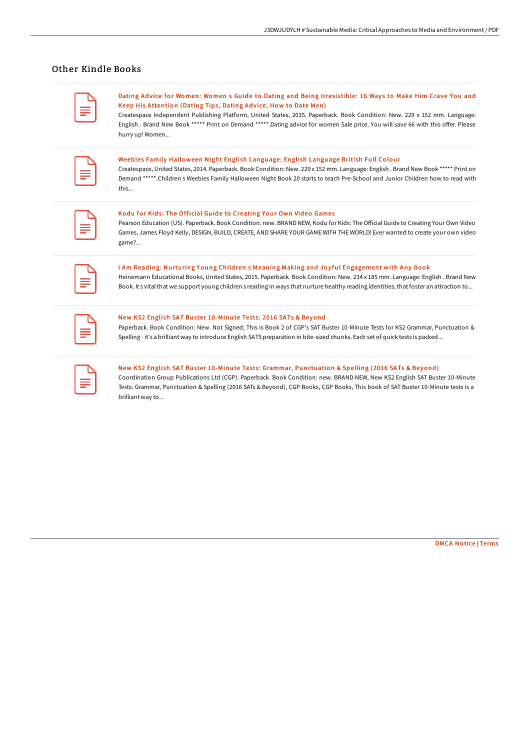## Other Kindle Books

**Dating Advice for Women: Women s Guide to Dating and Being Irresistible: 16 Ways to Make Him Crave You and Keep His Attention (Dating Tips, Dating Advice, How to Date Men)**

Createspace Independent Publishing Platform, United States, 2015. Paperback. Book Condition: New. 229 x 152 mm. Language: English . Brand New Book ***** Print on Demand *****.Dating advice for women Sale price. You will save 66 with this offer. Please hurry up! Women...

**Weebies Family Halloween Night English Language: English Language British Full Colour**

Createspace, United States, 2014. Paperback. Book Condition: New. 229 x 152 mm. Language: English . Brand New Book ***** Print on Demand *****.Children s Weebies Family Halloween Night Book 20 starts to teach Pre-School and Junior Children how to read with this...

**Kodu for Kids: The Official Guide to Creating Your Own Video Games**

Pearson Education (US). Paperback. Book Condition: new. BRAND NEW, Kodu for Kids: The Official Guide to Creating Your Own Video Games, James Floyd Kelly, DESIGN, BUILD, CREATE, AND SHARE YOUR GAME WITH THE WORLD! Ever wanted to create your own video game?...

**I Am Reading: Nurturing Young Children s Meaning Making and Joyful Engagement with Any Book**

Heinemann Educational Books, United States, 2015. Paperback. Book Condition: New. 234 x 185 mm. Language: English . Brand New Book. It s vital that we support young children s reading in ways that nurture healthy reading identities, that foster an attraction to...

**New KS2 English SAT Buster 10-Minute Tests: 2016 SATs & Beyond**

Paperback. Book Condition: New. Not Signed; This is Book 2 of CGP's SAT Buster 10-Minute Tests for KS2 Grammar, Punctuation & Spelling - it's a brilliant way to introduce English SATS preparation in bite-sized chunks. Each set of quick tests is packed...

**New KS2 English SAT Buster 10-Minute Tests: Grammar, Punctuation & Spelling (2016 SATs & Beyond)**

Coordination Group Publications Ltd (CGP). Paperback. Book Condition: new. BRAND NEW, New KS2 English SAT Buster 10-Minute Tests: Grammar, Punctuation & Spelling (2016 SATs & Beyond), CGP Books, CGP Books, This book of SAT Buster 10-Minute tests is a brilliant way to...